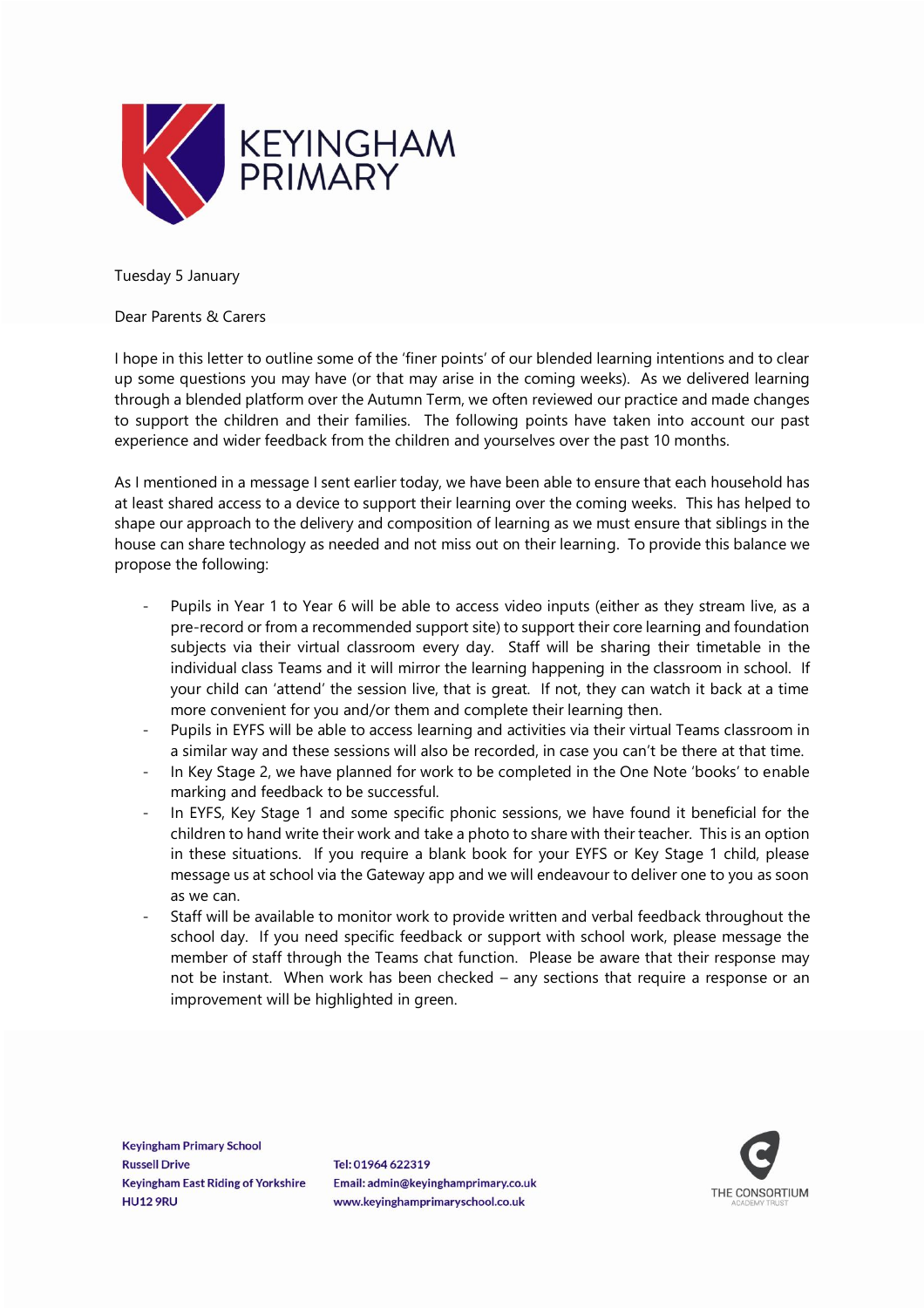KEYINGHAM PRIMARY

Tuesday 5 January

Dear Parents & Carers

I hope in this letter to outline some of the 'finer points' of our blended learning intentions and to clear up some questions you may have (or that may arise in the coming weeks). As we delivered learning through a blended platform over the Autumn Term, we often reviewed our practice and made changes to support the children and their families. The following points have taken into account our past experience and wider feedback from the children and yourselves over the past 10 months.

As I mentioned in a message I sent earlier today, we have been able to ensure that each household has at least shared access to a device to support their learning over the coming weeks. This has helped to shape our approach to the delivery and composition of learning as we must ensure that siblings in the house can share technology as needed and not miss out on their learning. To provide this balance we propose the following:

- Pupils in Year 1 to Year 6 will be able to access video inputs (either as they stream live, as a pre-record or from a recommended support site) to support their core learning and foundation subjects via their virtual classroom every day. Staff will be sharing their timetable in the individual class Teams and it will mirror the learning happening in the classroom in school. If your child can 'attend' the session live, that is great. If not, they can watch it back at a time more convenient for you and/or them and complete their learning then.
- Pupils in EYFS will be able to access learning and activities via their virtual Teams classroom in a similar way and these sessions will also be recorded, in case you can't be there at that time.
- In Key Stage 2, we have planned for work to be completed in the One Note 'books' to enable marking and feedback to be successful.
- In EYFS, Key Stage 1 and some specific phonic sessions, we have found it beneficial for the children to hand write their work and take a photo to share with their teacher. This is an option in these situations. If you require a blank book for your EYFS or Key Stage 1 child, please message us at school via the Gateway app and we will endeavour to deliver one to you as soon as we can.
- Staff will be available to monitor work to provide written and verbal feedback throughout the school day. If you need specific feedback or support with school work, please message the member of staff through the Teams chat function. Please be aware that their response may not be instant. When work has been checked – any sections that require a response or an improvement will be highlighted in green.

Keyingham Primary School
Russell Drive
Keyingham East Riding of Yorkshire
HU12 9RU

Tel: 01964 622319
Email: admin@keyinghamprimary.co.uk
www.keyinghamprimaryschool.co.uk

THE CONSORTIUM ACADEMY TRUST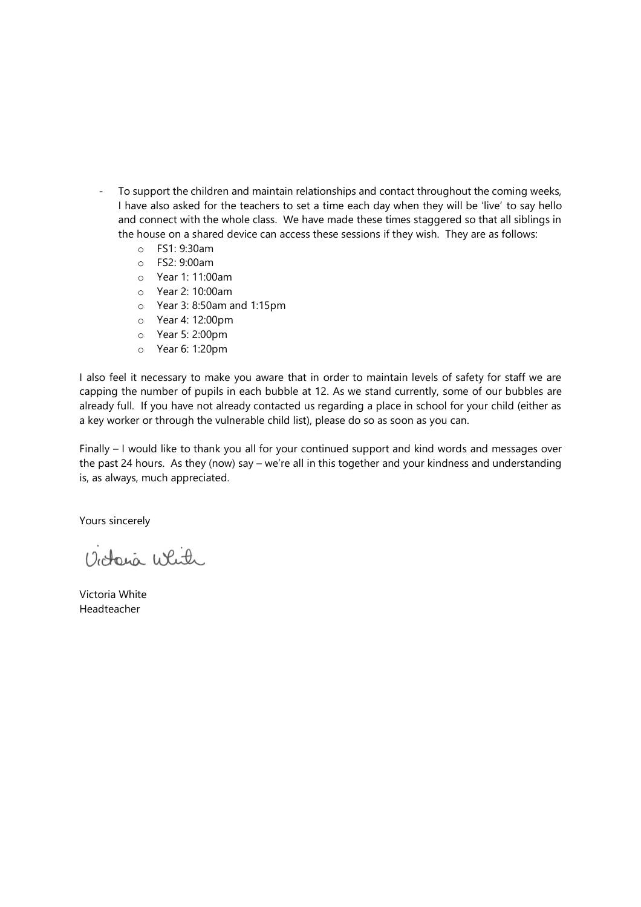- To support the children and maintain relationships and contact throughout the coming weeks, I have also asked for the teachers to set a time each day when they will be 'live' to say hello and connect with the whole class. We have made these times staggered so that all siblings in the house on a shared device can access these sessions if they wish. They are as follows:
    - FS1: 9:30am
    - FS2: 9:00am
    - Year 1: 11:00am
    - Year 2: 10:00am
    - Year 3: 8:50am and 1:15pm
    - Year 4: 12:00pm
    - Year 5: 2:00pm
    - Year 6: 1:20pm

I also feel it necessary to make you aware that in order to maintain levels of safety for staff we are capping the number of pupils in each bubble at 12. As we stand currently, some of our bubbles are already full. If you have not already contacted us regarding a place in school for your child (either as a key worker or through the vulnerable child list), please do so as soon as you can.

Finally – I would like to thank you all for your continued support and kind words and messages over the past 24 hours. As they (now) say – we're all in this together and your kindness and understanding is, as always, much appreciated.

Yours sincerely

Victoria White

Victoria White
Headteacher